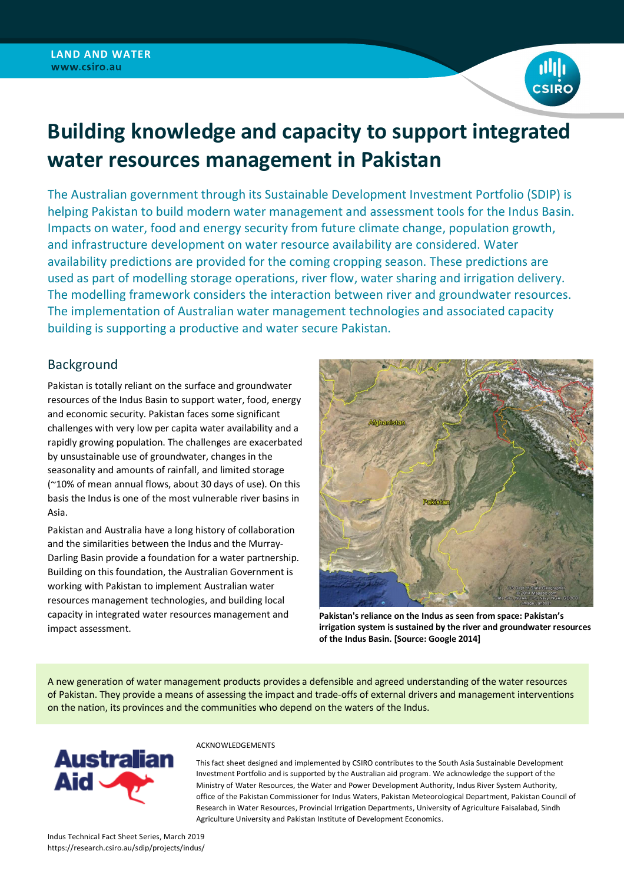LAND AND WATER
www.csiro.au

# Building knowledge and capacity to support integrated water resources management in Pakistan

The Australian government through its Sustainable Development Investment Portfolio (SDIP) is helping Pakistan to build modern water management and assessment tools for the Indus Basin. Impacts on water, food and energy security from future climate change, population growth, and infrastructure development on water resource availability are considered. Water availability predictions are provided for the coming cropping season. These predictions are used as part of modelling storage operations, river flow, water sharing and irrigation delivery. The modelling framework considers the interaction between river and groundwater resources. The implementation of Australian water management technologies and associated capacity building is supporting a productive and water secure Pakistan.

## Background

Pakistan is totally reliant on the surface and groundwater resources of the Indus Basin to support water, food, energy and economic security. Pakistan faces some significant challenges with very low per capita water availability and a rapidly growing population. The challenges are exacerbated by unsustainable use of groundwater, changes in the seasonality and amounts of rainfall, and limited storage (~10% of mean annual flows, about 30 days of use). On this basis the Indus is one of the most vulnerable river basins in Asia.

Pakistan and Australia have a long history of collaboration and the similarities between the Indus and the Murray-Darling Basin provide a foundation for a water partnership. Building on this foundation, the Australian Government is working with Pakistan to implement Australian water resources management technologies, and building local capacity in integrated water resources management and impact assessment.

**Pakistan's reliance on the Indus as seen from space: Pakistan's irrigation system is sustained by the river and groundwater resources of the Indus Basin. [Source: Google 2014]**

A new generation of water management products provides a defensible and agreed understanding of the water resources of Pakistan. They provide a means of assessing the impact and trade-offs of external drivers and management interventions on the nation, its provinces and the communities who depend on the waters of the Indus.

ACKNOWLEDGEMENTS

This fact sheet designed and implemented by CSIRO contributes to the South Asia Sustainable Development Investment Portfolio and is supported by the Australian aid program. We acknowledge the support of the Ministry of Water Resources, the Water and Power Development Authority, Indus River System Authority, office of the Pakistan Commissioner for Indus Waters, Pakistan Meteorological Department, Pakistan Council of Research in Water Resources, Provincial Irrigation Departments, University of Agriculture Faisalabad, Sindh Agriculture University and Pakistan Institute of Development Economics.

Indus Technical Fact Sheet Series, March 2019
https://research.csiro.au/sdip/projects/indus/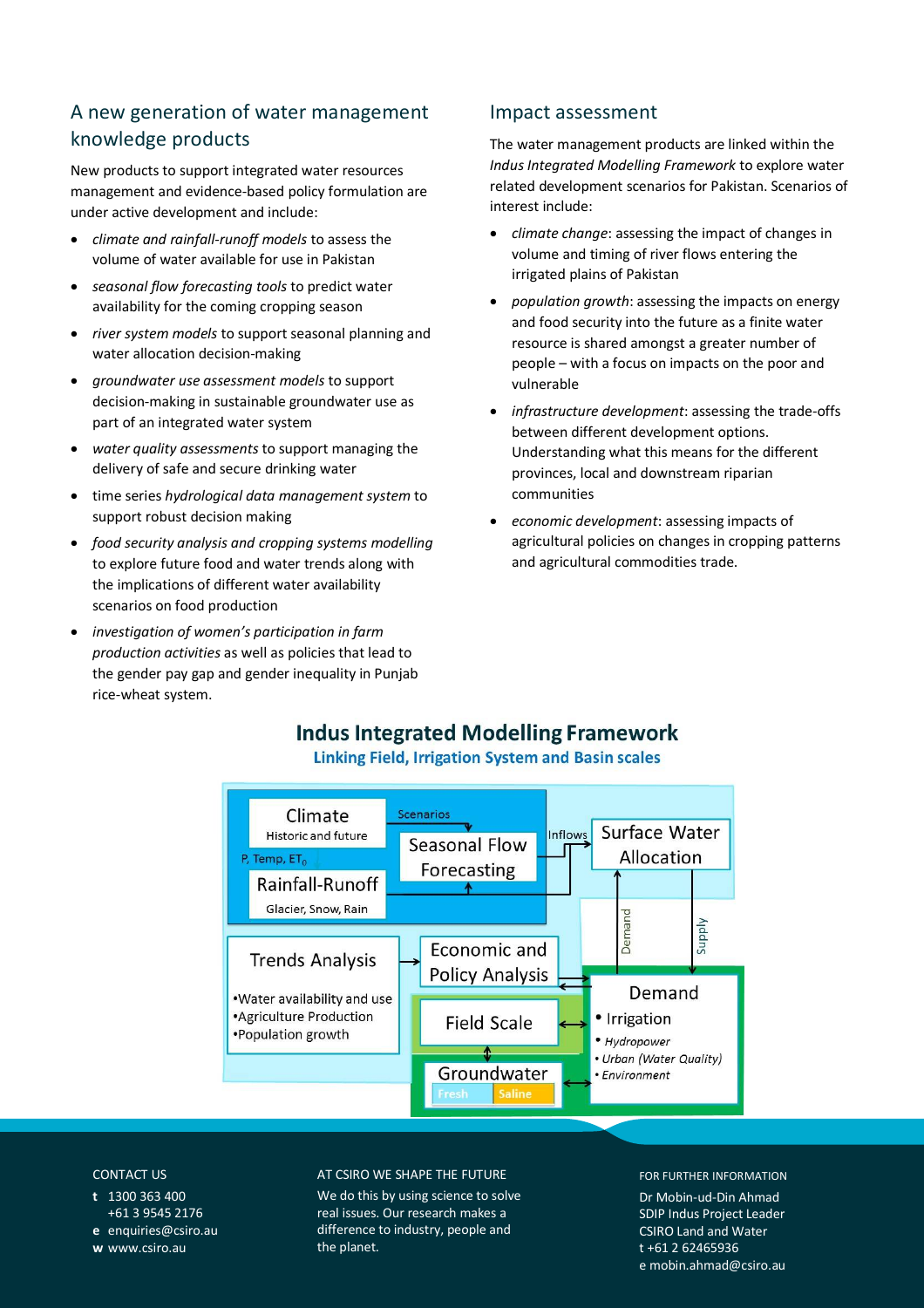## A new generation of water management knowledge products

New products to support integrated water resources management and evidence-based policy formulation are under active development and include:

- *climate and rainfall-runoff models* to assess the volume of water available for use in Pakistan
- *seasonal flow forecasting tools* to predict water availability for the coming cropping season
- *river system models* to support seasonal planning and water allocation decision-making
- *groundwater use assessment models* to support decision-making in sustainable groundwater use as part of an integrated water system
- *water quality assessments* to support managing the delivery of safe and secure drinking water
- time series *hydrological data management system* to support robust decision making
- *food security analysis and cropping systems modelling* to explore future food and water trends along with the implications of different water availability scenarios on food production
- *investigation of women's participation in farm production activities* as well as policies that lead to the gender pay gap and gender inequality in Punjab rice-wheat system.

## Impact assessment

The water management products are linked within the *Indus Integrated Modelling Framework* to explore water related development scenarios for Pakistan. Scenarios of interest include:

- *climate change*: assessing the impact of changes in volume and timing of river flows entering the irrigated plains of Pakistan
- *population growth*: assessing the impacts on energy and food security into the future as a finite water resource is shared amongst a greater number of people – with a focus on impacts on the poor and vulnerable
- *infrastructure development*: assessing the trade-offs between different development options. Understanding what this means for the different provinces, local and downstream riparian communities
- *economic development*: assessing impacts of agricultural policies on changes in cropping patterns and agricultural commodities trade.

**Indus Integrated Modelling Framework**

**Linking Field, Irrigation System and Basin scales**

Climate
Historic and future
Scenarios
P, Temp, $ET_0$
Seasonal Flow Forecasting
Rainfall-Runoff
Glacier, Snow, Rain
Inflows
Surface Water Allocation
Demand
Supply
Trends Analysis
•Water availability and use
•Agriculture Production
•Population growth
Economic and Policy Analysis
Field Scale
Groundwater
Fresh
Saline
Demand
• Irrigation
• Hydropower
• Urban (Water Quality)
• Environment

CONTACT US
t 1300 363 400
+61 3 9545 2176
e enquiries@csiro.au
w www.csiro.au

AT CSIRO WE SHAPE THE FUTURE
We do this by using science to solve real issues. Our research makes a difference to industry, people and the planet.

FOR FURTHER INFORMATION
Dr Mobin-ud-Din Ahmad
SDIP Indus Project Leader
CSIRO Land and Water
t +61 2 62465936
e mobin.ahmad@csiro.au